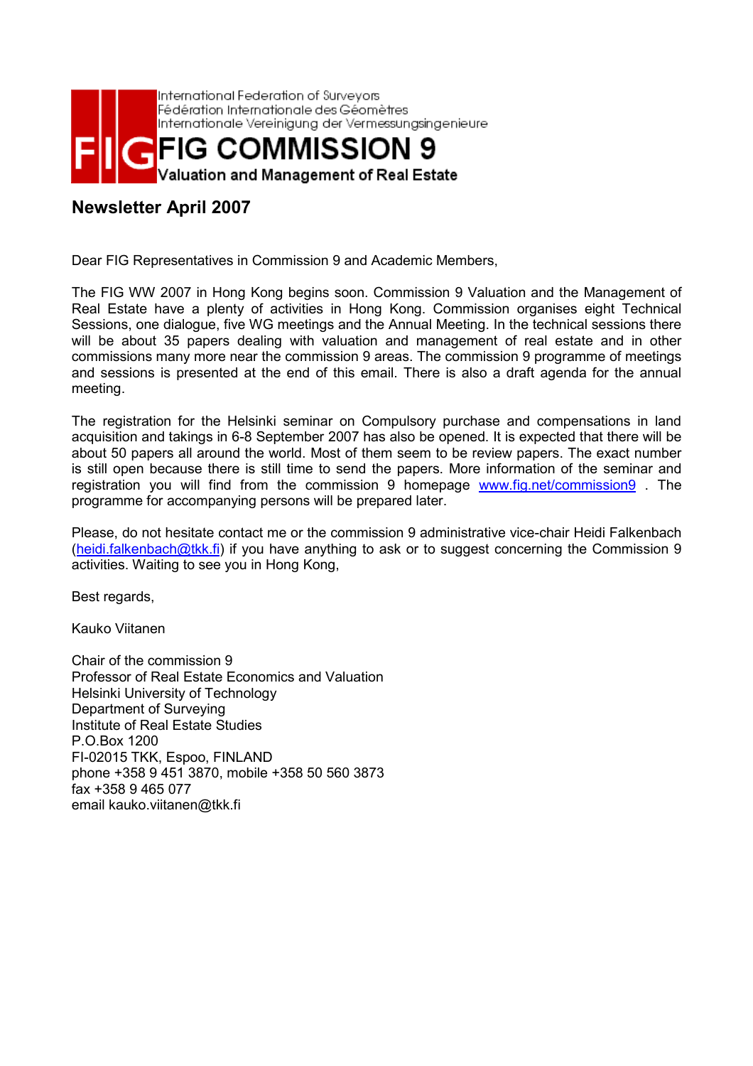International Federation of Surveyors
Fédération Internationale des Géomètres
Internationale Vereinigung der Vermessungsingenieure

# FIG COMMISSION 9

**Valuation and Management of Real Estate**

## Newsletter April 2007

Dear FIG Representatives in Commission 9 and Academic Members,

The FIG WW 2007 in Hong Kong begins soon. Commission 9 Valuation and the Management of Real Estate have a plenty of activities in Hong Kong. Commission organises eight Technical Sessions, one dialogue, five WG meetings and the Annual Meeting. In the technical sessions there will be about 35 papers dealing with valuation and management of real estate and in other commissions many more near the commission 9 areas. The commission 9 programme of meetings and sessions is presented at the end of this email. There is also a draft agenda for the annual meeting.

The registration for the Helsinki seminar on Compulsory purchase and compensations in land acquisition and takings in 6-8 September 2007 has also be opened. It is expected that there will be about 50 papers all around the world. Most of them seem to be review papers. The exact number is still open because there is still time to send the papers. More information of the seminar and registration you will find from the commission 9 homepage www.fig.net/commission9 . The programme for accompanying persons will be prepared later.

Please, do not hesitate contact me or the commission 9 administrative vice-chair Heidi Falkenbach (heidi.falkenbach@tkk.fi) if you have anything to ask or to suggest concerning the Commission 9 activities. Waiting to see you in Hong Kong,

Best regards,

Kauko Viitanen

Chair of the commission 9
Professor of Real Estate Economics and Valuation
Helsinki University of Technology
Department of Surveying
Institute of Real Estate Studies
P.O.Box 1200
FI-02015 TKK, Espoo, FINLAND
phone +358 9 451 3870, mobile +358 50 560 3873
fax +358 9 465 077
email kauko.viitanen@tkk.fi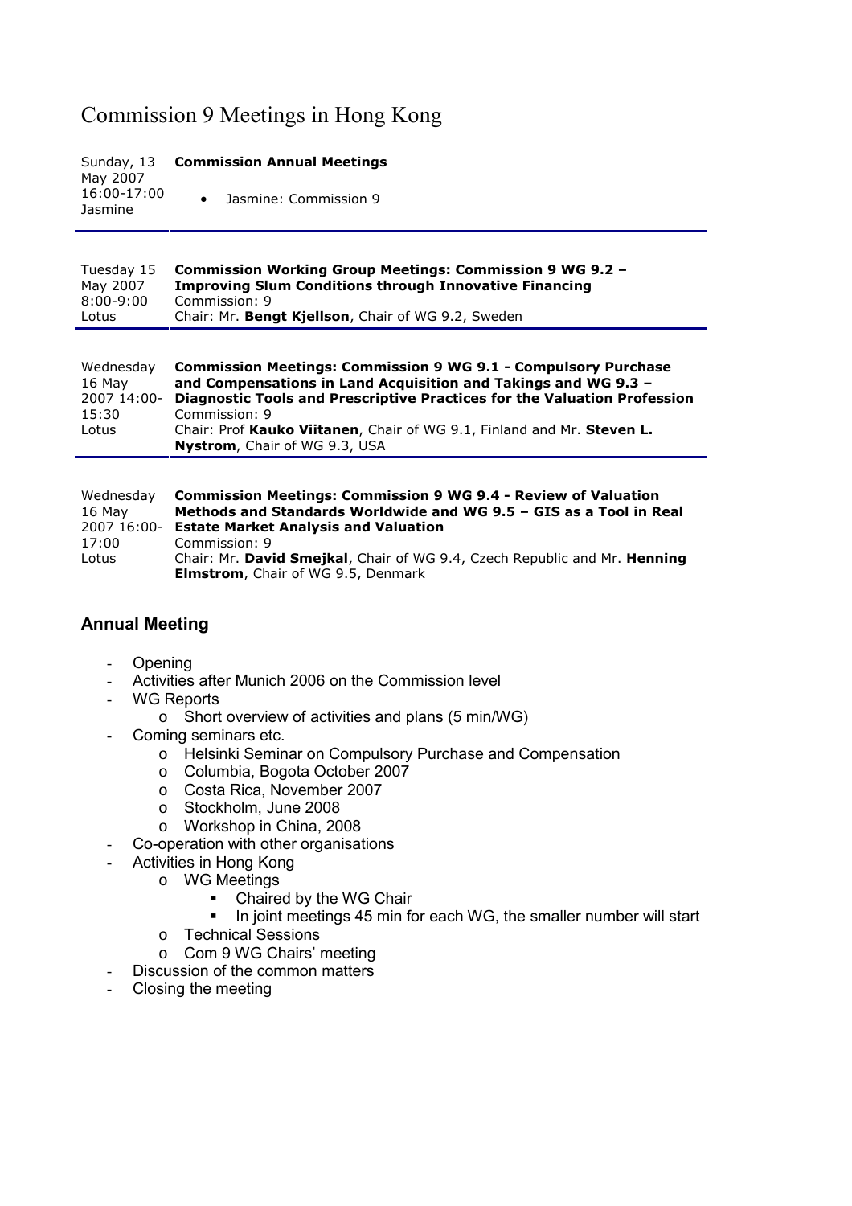# Commission 9 Meetings in Hong Kong

| | |
|---|---|
| Sunday, 13 May 2007 16:00-17:00 Jasmine | **Commission Annual Meetings**<br>• Jasmine: Commission 9 |
| Tuesday 15 May 2007 8:00-9:00 Lotus | **Commission Working Group Meetings: Commission 9 WG 9.2 – Improving Slum Conditions through Innovative Financing**<br>Commission: 9<br>Chair: Mr. **Bengt Kjellson**, Chair of WG 9.2, Sweden |
| Wednesday 16 May 2007 14:00-15:30 Lotus | **Commission Meetings: Commission 9 WG 9.1 - Compulsory Purchase and Compensations in Land Acquisition and Takings and WG 9.3 – Diagnostic Tools and Prescriptive Practices for the Valuation Profession**<br>Commission: 9<br>Chair: Prof **Kauko Viitanen**, Chair of WG 9.1, Finland and Mr. **Steven L. Nystrom**, Chair of WG 9.3, USA |
| Wednesday 16 May 2007 16:00-17:00 Lotus | **Commission Meetings: Commission 9 WG 9.4 - Review of Valuation Methods and Standards Worldwide and WG 9.5 – GIS as a Tool in Real Estate Market Analysis and Valuation**<br>Commission: 9<br>Chair: Mr. **David Smejkal**, Chair of WG 9.4, Czech Republic and Mr. **Henning Elmstrom**, Chair of WG 9.5, Denmark |

## Annual Meeting

- Opening
- Activities after Munich 2006 on the Commission level
- WG Reports
  - Short overview of activities and plans (5 min/WG)
- Coming seminars etc.
  - Helsinki Seminar on Compulsory Purchase and Compensation
  - Columbia, Bogota October 2007
  - Costa Rica, November 2007
  - Stockholm, June 2008
  - Workshop in China, 2008
- Co-operation with other organisations
- Activities in Hong Kong
  - WG Meetings
    - Chaired by the WG Chair
    - In joint meetings 45 min for each WG, the smaller number will start
  - Technical Sessions
  - Com 9 WG Chairs' meeting
- Discussion of the common matters
- Closing the meeting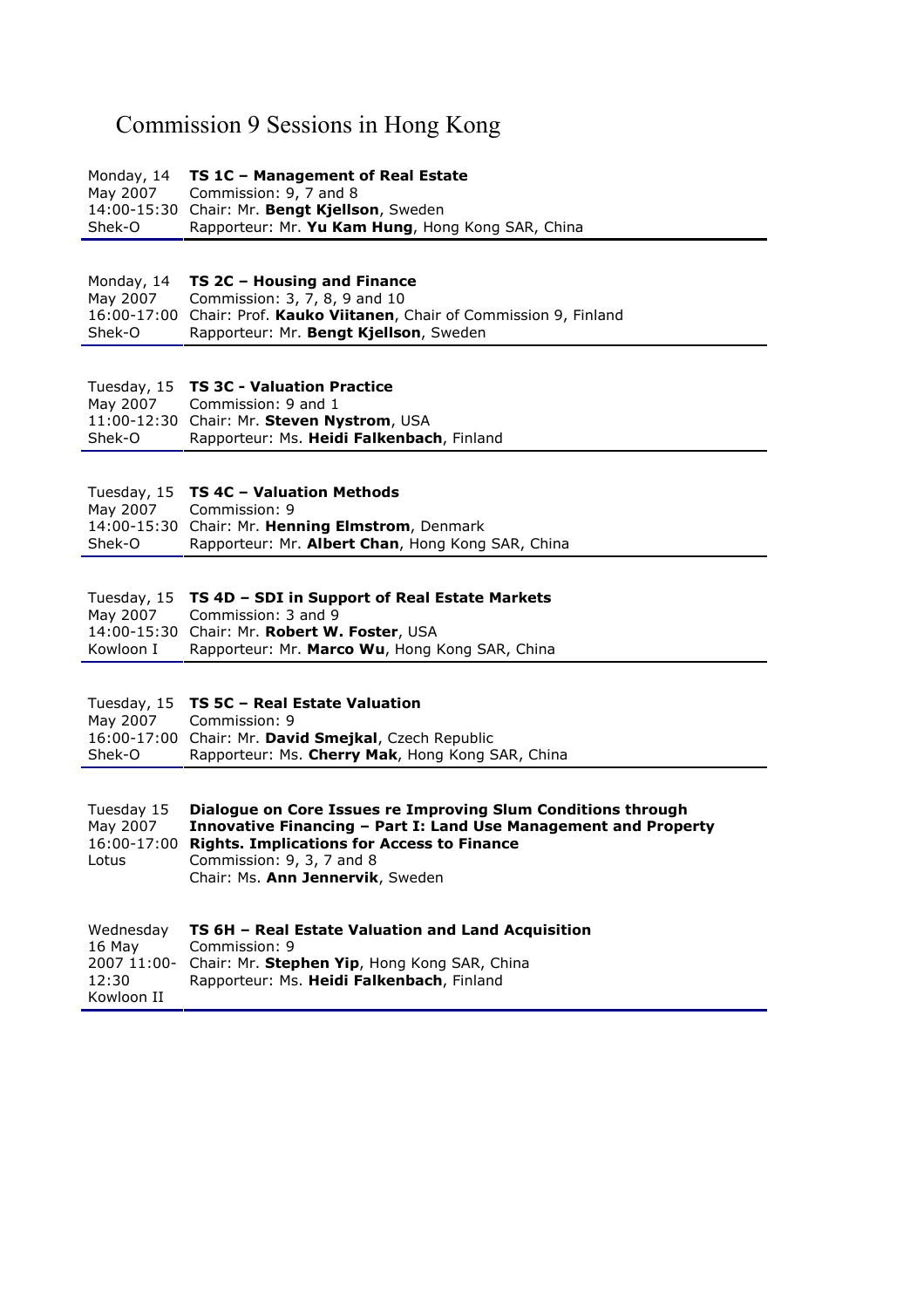# Commission 9 Sessions in Hong Kong

| | |
|---|---|
| Monday, 14 May 2007 14:00-15:30 Shek-O | **TS 1C – Management of Real Estate**<br>Commission: 9, 7 and 8<br>Chair: Mr. **Bengt Kjellson**, Sweden<br>Rapporteur: Mr. **Yu Kam Hung**, Hong Kong SAR, China |
| Monday, 14 May 2007 16:00-17:00 Shek-O | **TS 2C – Housing and Finance**<br>Commission: 3, 7, 8, 9 and 10<br>Chair: Prof. **Kauko Viitanen**, Chair of Commission 9, Finland<br>Rapporteur: Mr. **Bengt Kjellson**, Sweden |
| Tuesday, 15 May 2007 11:00-12:30 Shek-O | **TS 3C - Valuation Practice**<br>Commission: 9 and 1<br>Chair: Mr. **Steven Nystrom**, USA<br>Rapporteur: Ms. **Heidi Falkenbach**, Finland |
| Tuesday, 15 May 2007 14:00-15:30 Shek-O | **TS 4C – Valuation Methods**<br>Commission: 9<br>Chair: Mr. **Henning Elmstrom**, Denmark<br>Rapporteur: Mr. **Albert Chan**, Hong Kong SAR, China |
| Tuesday, 15 May 2007 14:00-15:30 Kowloon I | **TS 4D – SDI in Support of Real Estate Markets**<br>Commission: 3 and 9<br>Chair: Mr. **Robert W. Foster**, USA<br>Rapporteur: Mr. **Marco Wu**, Hong Kong SAR, China |
| Tuesday, 15 May 2007 16:00-17:00 Shek-O | **TS 5C – Real Estate Valuation**<br>Commission: 9<br>Chair: Mr. **David Smejkal**, Czech Republic<br>Rapporteur: Ms. **Cherry Mak**, Hong Kong SAR, China |
| Tuesday 15 May 2007 16:00-17:00 Lotus | **Dialogue on Core Issues re Improving Slum Conditions through Innovative Financing – Part I: Land Use Management and Property Rights. Implications for Access to Finance**<br>Commission: 9, 3, 7 and 8<br>Chair: Ms. **Ann Jennervik**, Sweden |
| Wednesday 16 May 2007 11:00-12:30 Kowloon II | **TS 6H – Real Estate Valuation and Land Acquisition**<br>Commission: 9<br>Chair: Mr. **Stephen Yip**, Hong Kong SAR, China<br>Rapporteur: Ms. **Heidi Falkenbach**, Finland |